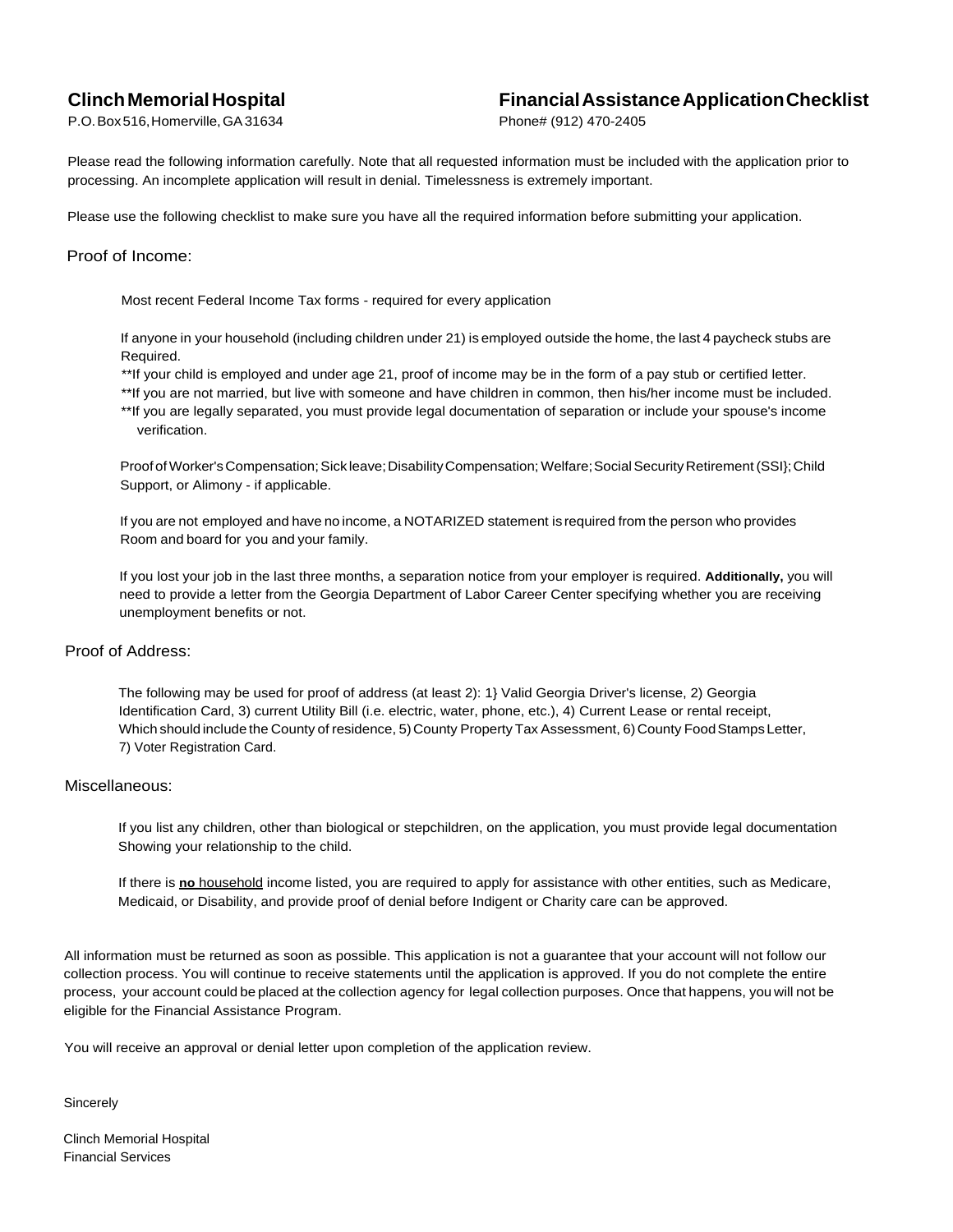**Clinch Memorial Hospital**
P.O. Box 516, Homerville, GA 31634

**Financial Assistance Application Checklist**
Phone# (912) 470-2405

Please read the following information carefully. Note that all requested information must be included with the application prior to processing. An incomplete application will result in denial. Timelessness is extremely important.

Please use the following checklist to make sure you have all the required information before submitting your application.

## Proof of Income:

Most recent Federal Income Tax forms - required for every application

If anyone in your household (including children under 21) is employed outside the home, the last 4 paycheck stubs are Required.
**If your child is employed and under age 21, proof of income may be in the form of a pay stub or certified letter.
**If you are not married, but live with someone and have children in common, then his/her income must be included.
**If you are legally separated, you must provide legal documentation of separation or include your spouse's income verification.

Proof of Worker's Compensation; Sick leave; Disability Compensation; Welfare; Social Security Retirement (SSI}; Child Support, or Alimony - if applicable.

If you are not employed and have no income, a NOTARIZED statement is required from the person who provides Room and board for you and your family.

If you lost your job in the last three months, a separation notice from your employer is required. **Additionally,** you will need to provide a letter from the Georgia Department of Labor Career Center specifying whether you are receiving unemployment benefits or not.

## Proof of Address:

The following may be used for proof of address (at least 2): 1} Valid Georgia Driver's license, 2) Georgia Identification Card, 3) current Utility Bill (i.e. electric, water, phone, etc.), 4) Current Lease or rental receipt, Which should include the County of residence, 5) County Property Tax Assessment, 6) County Food Stamps Letter, 7) Voter Registration Card.

## Miscellaneous:

If you list any children, other than biological or stepchildren, on the application, you must provide legal documentation Showing your relationship to the child.

If there is **no** household income listed, you are required to apply for assistance with other entities, such as Medicare, Medicaid, or Disability, and provide proof of denial before Indigent or Charity care can be approved.

All information must be returned as soon as possible. This application is not a guarantee that your account will not follow our collection process. You will continue to receive statements until the application is approved. If you do not complete the entire process, your account could be placed at the collection agency for legal collection purposes. Once that happens, you will not be eligible for the Financial Assistance Program.

You will receive an approval or denial letter upon completion of the application review.

Sincerely

Clinch Memorial Hospital
Financial Services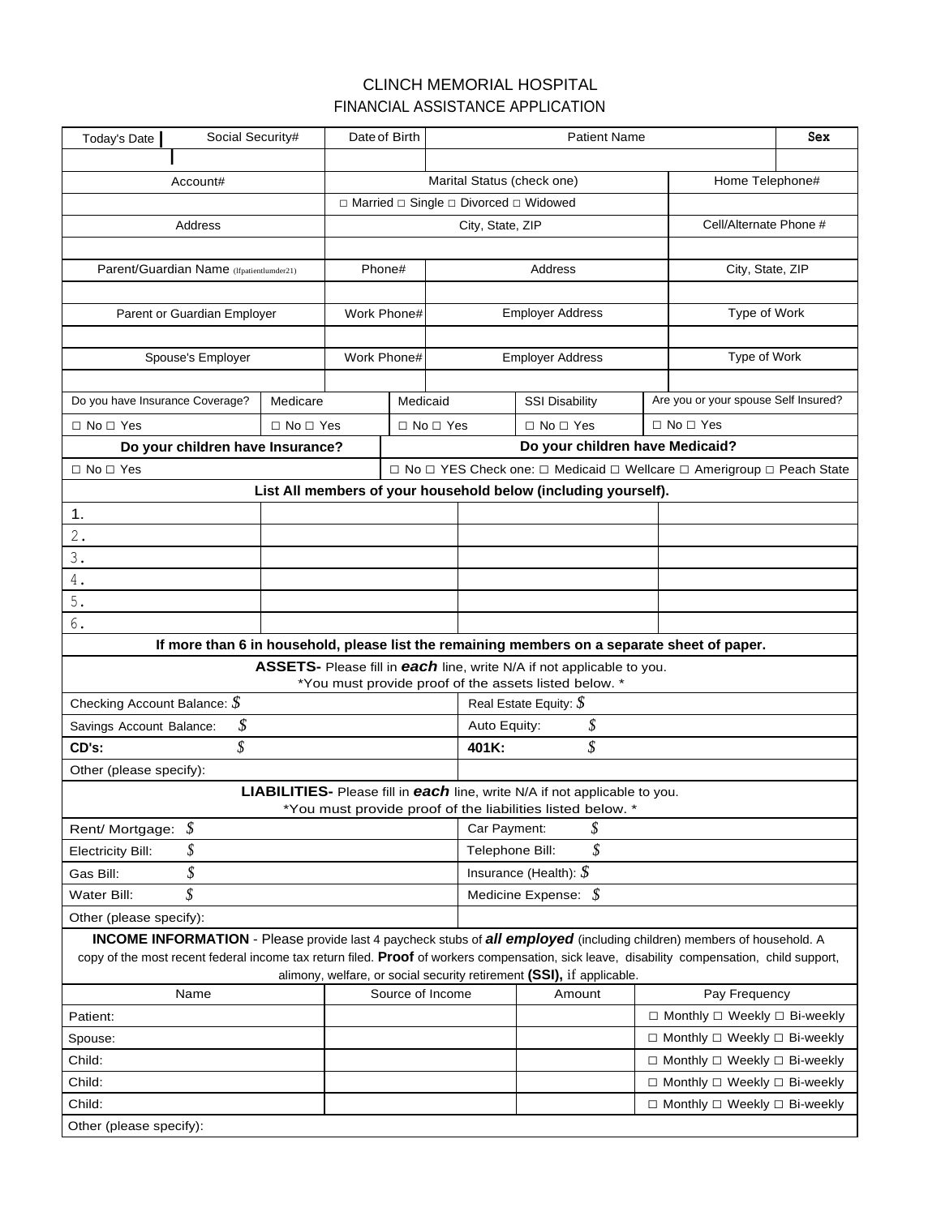# CLINCH MEMORIAL HOSPITAL

## FINANCIAL ASSISTANCE APPLICATION

| Today's Date | Social Security# | Date of Birth | Patient Name | Sex |
|---|---|---|---|---|
| | | | | |

| Account# | Marital Status (check one) | Home Telephone# |
|---|---|---|
| | □ Married □ Single □ Divorced □ Widowed | |
| Address | City, State, ZIP | Cell/Alternate Phone # |
| | | |

| Parent/Guardian Name (Ifpatientlumder21) | Phone# | Address | City, State, ZIP |
|---|---|---|---|
| | | | |
| Parent or Guardian Employer | Work Phone# | Employer Address | Type of Work |
| | | | |
| Spouse's Employer | Work Phone# | Employer Address | Type of Work |
| | | | |

| Do you have Insurance Coverage? | Medicare | Medicaid | SSI Disability | Are you or your spouse Self Insured? |
|---|---|---|---|---|
| □ No □ Yes | □ No □ Yes | □ No □ Yes | □ No □ Yes | □ No □ Yes |

| **Do your children have Insurance?** | **Do your children have Medicaid?** |
|---|---|
| □ No □ Yes | □ No □ YES Check one: □ Medicaid □ Wellcare □ Amerigroup □ Peach State |

**List All members of your household below (including yourself).**

| | | | |
|---|---|---|---|
| 1. | | | |
| 2. | | | |
| 3. | | | |
| 4. | | | |
| 5. | | | |
| 6. | | | |

**If more than 6 in household, please list the remaining members on a separate sheet of paper.**

**ASSETS-** Please fill in ***each*** line, write N/A if not applicable to you.
*You must provide proof of the assets listed below. *

| | |
|---|---|
| Checking Account Balance: $ | Real Estate Equity: $ |
| Savings Account Balance: $ | Auto Equity: $ |
| **CD's:** $ | **401K:** $ |
| Other (please specify): | |

**LIABILITIES-** Please fill in ***each*** line, write N/A if not applicable to you.
*You must provide proof of the liabilities listed below. *

| | |
|---|---|
| Rent/ Mortgage: $ | Car Payment: $ |
| Electricity Bill: $ | Telephone Bill: $ |
| Gas Bill: $ | Insurance (Health): $ |
| Water Bill: $ | Medicine Expense: $ |
| Other (please specify): | |

**INCOME INFORMATION** - Please provide last 4 paycheck stubs of ***all employed*** (including children) members of household. A copy of the most recent federal income tax return filed. **Proof** of workers compensation, sick leave, disability compensation, child support, alimony, welfare, or social security retirement **(SSI),** if applicable.

| Name | Source of Income | Amount | Pay Frequency |
|---|---|---|---|
| Patient: | | | □ Monthly □ Weekly □ Bi-weekly |
| Spouse: | | | □ Monthly □ Weekly □ Bi-weekly |
| Child: | | | □ Monthly □ Weekly □ Bi-weekly |
| Child: | | | □ Monthly □ Weekly □ Bi-weekly |
| Child: | | | □ Monthly □ Weekly □ Bi-weekly |
| Other (please specify): | | | |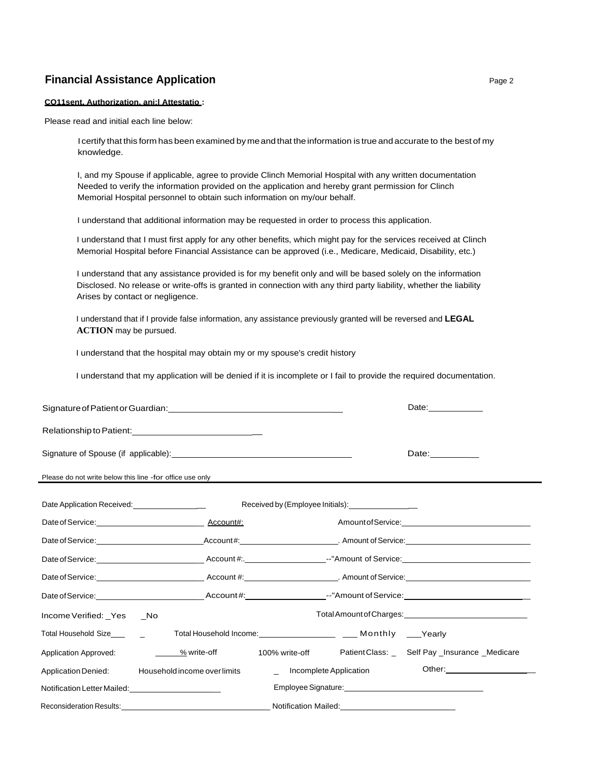## Financial Assistance Application

**CO11sent. Authorization. ani;l Attestatio :**

Please read and initial each line below:

I certify that this form has been examined by me and that the information is true and accurate to the best of my knowledge.

I, and my Spouse if applicable, agree to provide Clinch Memorial Hospital with any written documentation Needed to verify the information provided on the application and hereby grant permission for Clinch Memorial Hospital personnel to obtain such information on my/our behalf.

I understand that additional information may be requested in order to process this application.

I understand that I must first apply for any other benefits, which might pay for the services received at Clinch Memorial Hospital before Financial Assistance can be approved (i.e., Medicare, Medicaid, Disability, etc.)

I understand that any assistance provided is for my benefit only and will be based solely on the information Disclosed. No release or write-offs is granted in connection with any third party liability, whether the liability Arises by contact or negligence.

I understand that if I provide false information, any assistance previously granted will be reversed and **LEGAL ACTION** may be pursued.

I understand that the hospital may obtain my or my spouse's credit history

I understand that my application will be denied if it is incomplete or I fail to provide the required documentation.

Signature of Patient or Guardian: ________________________________ Date: __________

Relationship to Patient: ______________________

Signature of Spouse (if applicable): ________________________________ Date: __________

Please do not write below this line -for office use only

---

Date Application Received: ____________ Received by (Employee Initials): ____________

Date of Service: ____________ Account#: ____________ Amount of Service: ____________

Date of Service: ____________ Account#: ____________. Amount of Service: ____________

Date of Service: ____________ Account #:. ____________--"Amount of Service: ____________

Date of Service: ____________ Account #: ____________. Amount of Service: ____________

Date of Service: ____________ Account#: ____________--"Amount of Service: ____________

Income Verified: _Yes _No Total Amount of Charges: ____________

Total Household Size___ _ Total Household Income: ____________ ___ Monthly ___Yearly

Application Approved: _____% write-off 100% write-off Patient Class: _ Self Pay _Insurance _Medicare

Application Denied: Household income over limits _ Incomplete Application Other: ____________

Notification Letter Mailed: ____________ Employee Signature: ____________

Reconsideration Results: ____________ Notification Mailed: ____________